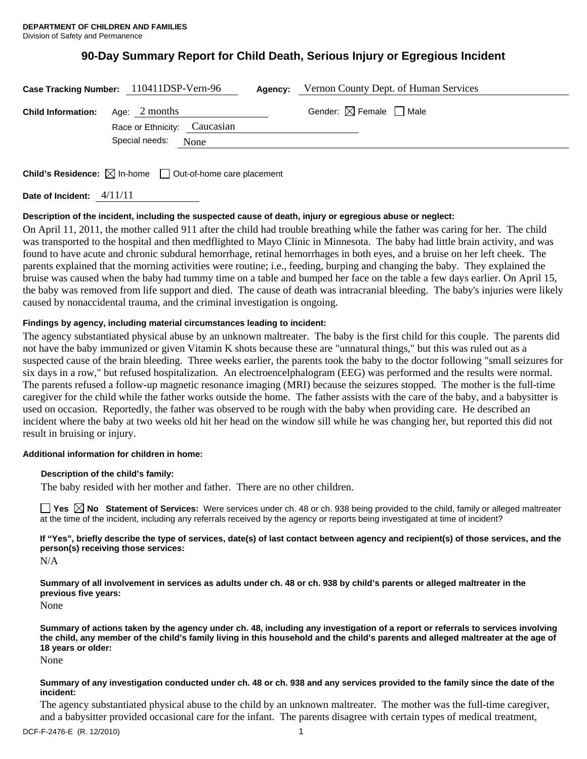**DEPARTMENT OF CHILDREN AND FAMILIES**
Division of Safety and Permanence

# 90-Day Summary Report for Child Death, Serious Injury or Egregious Incident

**Case Tracking Number:** 110411DSP-Vern-96 **Agency:** Vernon County Dept. of Human Services

**Child Information:** Age: 2 months Gender: ☒ Female ☐ Male

Race or Ethnicity: Caucasian

Special needs: None

**Child's Residence:** ☒ In-home ☐ Out-of-home care placement

**Date of Incident:** 4/11/11

**Description of the incident, including the suspected cause of death, injury or egregious abuse or neglect:**

On April 11, 2011, the mother called 911 after the child had trouble breathing while the father was caring for her. The child was transported to the hospital and then medflighted to Mayo Clinic in Minnesota. The baby had little brain activity, and was found to have acute and chronic subdural hemorrhage, retinal hemorrhages in both eyes, and a bruise on her left cheek. The parents explained that the morning activities were routine; i.e., feeding, burping and changing the baby. They explained the bruise was caused when the baby had tummy time on a table and bumped her face on the table a few days earlier. On April 15, the baby was removed from life support and died. The cause of death was intracranial bleeding. The baby's injuries were likely caused by nonaccidental trauma, and the criminal investigation is ongoing.

**Findings by agency, including material circumstances leading to incident:**

The agency substantiated physical abuse by an unknown maltreater. The baby is the first child for this couple. The parents did not have the baby immunized or given Vitamin K shots because these are "unnatural things," but this was ruled out as a suspected cause of the brain bleeding. Three weeks earlier, the parents took the baby to the doctor following "small seizures for six days in a row," but refused hospitalization. An electroencelphalogram (EEG) was performed and the results were normal. The parents refused a follow-up magnetic resonance imaging (MRI) because the seizures stopped. The mother is the full-time caregiver for the child while the father works outside the home. The father assists with the care of the baby, and a babysitter is used on occasion. Reportedly, the father was observed to be rough with the baby when providing care. He described an incident where the baby at two weeks old hit her head on the window sill while he was changing her, but reported this did not result in bruising or injury.

**Additional information for children in home:**

**Description of the child's family:**

The baby resided with her mother and father. There are no other children.

☐ **Yes** ☒ **No Statement of Services:** Were services under ch. 48 or ch. 938 being provided to the child, family or alleged maltreater at the time of the incident, including any referrals received by the agency or reports being investigated at time of incident?

**If "Yes", briefly describe the type of services, date(s) of last contact between agency and recipient(s) of those services, and the person(s) receiving those services:**

N/A

**Summary of all involvement in services as adults under ch. 48 or ch. 938 by child's parents or alleged maltreater in the previous five years:**

None

**Summary of actions taken by the agency under ch. 48, including any investigation of a report or referrals to services involving the child, any member of the child's family living in this household and the child's parents and alleged maltreater at the age of 18 years or older:**

None

**Summary of any investigation conducted under ch. 48 or ch. 938 and any services provided to the family since the date of the incident:**

The agency substantiated physical abuse to the child by an unknown maltreater. The mother was the full-time caregiver, and a babysitter provided occasional care for the infant. The parents disagree with certain types of medical treatment,

DCF-F-2476-E (R. 12/2010)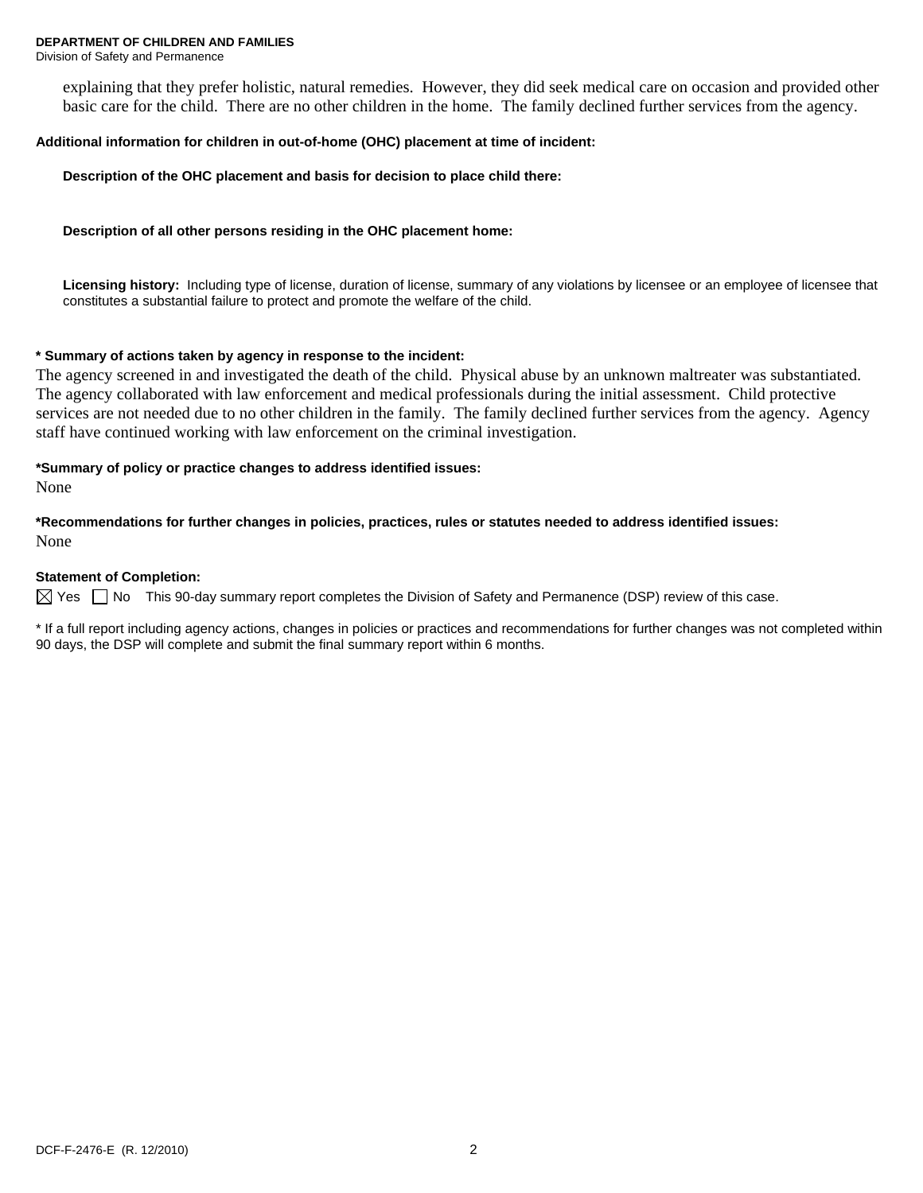explaining that they prefer holistic, natural remedies. However, they did seek medical care on occasion and provided other basic care for the child. There are no other children in the home. The family declined further services from the agency.

**Additional information for children in out-of-home (OHC) placement at time of incident:**

**Description of the OHC placement and basis for decision to place child there:**

**Description of all other persons residing in the OHC placement home:**

**Licensing history:** Including type of license, duration of license, summary of any violations by licensee or an employee of licensee that constitutes a substantial failure to protect and promote the welfare of the child.

**\* Summary of actions taken by agency in response to the incident:**

The agency screened in and investigated the death of the child. Physical abuse by an unknown maltreater was substantiated. The agency collaborated with law enforcement and medical professionals during the initial assessment. Child protective services are not needed due to no other children in the family. The family declined further services from the agency. Agency staff have continued working with law enforcement on the criminal investigation.

**\*Summary of policy or practice changes to address identified issues:**

None

**\*Recommendations for further changes in policies, practices, rules or statutes needed to address identified issues:**

None

**Statement of Completion:**

☒ Yes ☐ No This 90-day summary report completes the Division of Safety and Permanence (DSP) review of this case.

\* If a full report including agency actions, changes in policies or practices and recommendations for further changes was not completed within 90 days, the DSP will complete and submit the final summary report within 6 months.